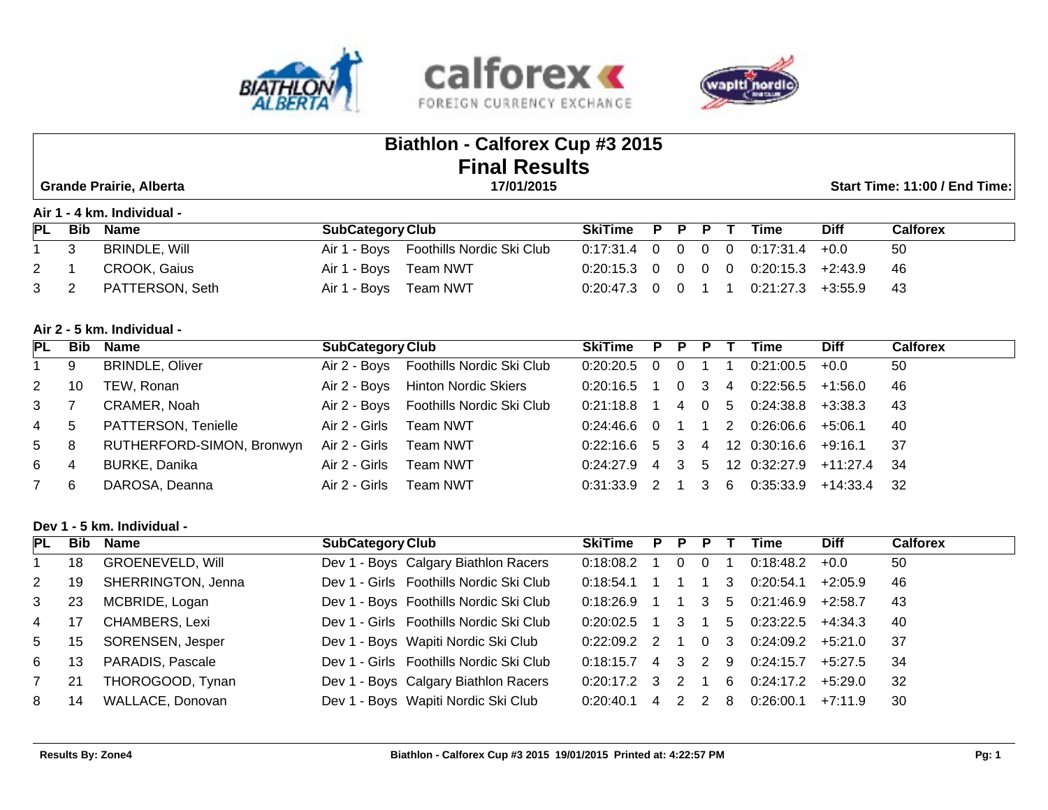# Biathlon - Calforex Cup #3 2015
## Final Results

**Grande Prairie, Alberta** | **17/01/2015** | **Start Time: 11:00 / End Time:**

### Air 1 - 4 km. Individual -

| PL | Bib | Name | SubCategory | Club | SkiTime | P | P | P | T | Time | Diff | Calforex |
|---|---|---|---|---|---|---|---|---|---|---|---|---|
| 1 | 3 | BRINDLE, Will | Air 1 - Boys | Foothills Nordic Ski Club | 0:17:31.4 | 0 | 0 | 0 | 0 | 0:17:31.4 | +0.0 | 50 |
| 2 | 1 | CROOK, Gaius | Air 1 - Boys | Team NWT | 0:20:15.3 | 0 | 0 | 0 | 0 | 0:20:15.3 | +2:43.9 | 46 |
| 3 | 2 | PATTERSON, Seth | Air 1 - Boys | Team NWT | 0:20:47.3 | 0 | 0 | 1 | 1 | 0:21:27.3 | +3:55.9 | 43 |

### Air 2 - 5 km. Individual -

| PL | Bib | Name | SubCategory | Club | SkiTime | P | P | P | T | Time | Diff | Calforex |
|---|---|---|---|---|---|---|---|---|---|---|---|---|
| 1 | 9 | BRINDLE, Oliver | Air 2 - Boys | Foothills Nordic Ski Club | 0:20:20.5 | 0 | 0 | 1 | 1 | 0:21:00.5 | +0.0 | 50 |
| 2 | 10 | TEW, Ronan | Air 2 - Boys | Hinton Nordic Skiers | 0:20:16.5 | 1 | 0 | 3 | 4 | 0:22:56.5 | +1:56.0 | 46 |
| 3 | 7 | CRAMER, Noah | Air 2 - Boys | Foothills Nordic Ski Club | 0:21:18.8 | 1 | 4 | 0 | 5 | 0:24:38.8 | +3:38.3 | 43 |
| 4 | 5 | PATTERSON, Tenielle | Air 2 - Girls | Team NWT | 0:24:46.6 | 0 | 1 | 1 | 2 | 0:26:06.6 | +5:06.1 | 40 |
| 5 | 8 | RUTHERFORD-SIMON, Bronwyn | Air 2 - Girls | Team NWT | 0:22:16.6 | 5 | 3 | 4 | 12 | 0:30:16.6 | +9:16.1 | 37 |
| 6 | 4 | BURKE, Danika | Air 2 - Girls | Team NWT | 0:24:27.9 | 4 | 3 | 5 | 12 | 0:32:27.9 | +11:27.4 | 34 |
| 7 | 6 | DAROSA, Deanna | Air 2 - Girls | Team NWT | 0:31:33.9 | 2 | 1 | 3 | 6 | 0:35:33.9 | +14:33.4 | 32 |

### Dev 1 - 5 km. Individual -

| PL | Bib | Name | SubCategory | Club | SkiTime | P | P | P | T | Time | Diff | Calforex |
|---|---|---|---|---|---|---|---|---|---|---|---|---|
| 1 | 18 | GROENEVELD, Will | Dev 1 - Boys | Calgary Biathlon Racers | 0:18:08.2 | 1 | 0 | 0 | 1 | 0:18:48.2 | +0.0 | 50 |
| 2 | 19 | SHERRINGTON, Jenna | Dev 1 - Girls | Foothills Nordic Ski Club | 0:18:54.1 | 1 | 1 | 1 | 3 | 0:20:54.1 | +2:05.9 | 46 |
| 3 | 23 | MCBRIDE, Logan | Dev 1 - Boys | Foothills Nordic Ski Club | 0:18:26.9 | 1 | 1 | 3 | 5 | 0:21:46.9 | +2:58.7 | 43 |
| 4 | 17 | CHAMBERS, Lexi | Dev 1 - Girls | Foothills Nordic Ski Club | 0:20:02.5 | 1 | 3 | 1 | 5 | 0:23:22.5 | +4:34.3 | 40 |
| 5 | 15 | SORENSEN, Jesper | Dev 1 - Boys | Wapiti Nordic Ski Club | 0:22:09.2 | 2 | 1 | 0 | 3 | 0:24:09.2 | +5:21.0 | 37 |
| 6 | 13 | PARADIS, Pascale | Dev 1 - Girls | Foothills Nordic Ski Club | 0:18:15.7 | 4 | 3 | 2 | 9 | 0:24:15.7 | +5:27.5 | 34 |
| 7 | 21 | THOROGOOD, Tynan | Dev 1 - Boys | Calgary Biathlon Racers | 0:20:17.2 | 3 | 2 | 1 | 6 | 0:24:17.2 | +5:29.0 | 32 |
| 8 | 14 | WALLACE, Donovan | Dev 1 - Boys | Wapiti Nordic Ski Club | 0:20:40.1 | 4 | 2 | 2 | 8 | 0:26:00.1 | +7:11.9 | 30 |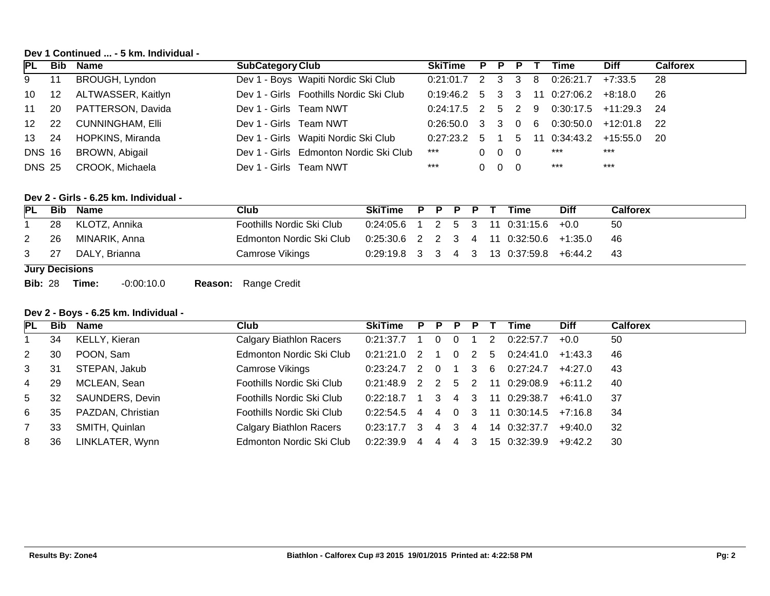**Dev 1 Continued ... - 5 km. Individual -**

| PL | Bib | Name | SubCategory | Club | SkiTime | P | P | P | T | Time | Diff | Calforex |
|---|---|---|---|---|---|---|---|---|---|---|---|---|
| 9 | 11 | BROUGH, Lyndon | Dev 1 - Boys | Wapiti Nordic Ski Club | 0:21:01.7 | 2 | 3 | 3 | 8 | 0:26:21.7 | +7:33.5 | 28 |
| 10 | 12 | ALTWASSER, Kaitlyn | Dev 1 - Girls | Foothills Nordic Ski Club | 0:19:46.2 | 5 | 3 | 3 | 11 | 0:27:06.2 | +8:18.0 | 26 |
| 11 | 20 | PATTERSON, Davida | Dev 1 - Girls | Team NWT | 0:24:17.5 | 2 | 5 | 2 | 9 | 0:30:17.5 | +11:29.3 | 24 |
| 12 | 22 | CUNNINGHAM, Elli | Dev 1 - Girls | Team NWT | 0:26:50.0 | 3 | 3 | 0 | 6 | 0:30:50.0 | +12:01.8 | 22 |
| 13 | 24 | HOPKINS, Miranda | Dev 1 - Girls | Wapiti Nordic Ski Club | 0:27:23.2 | 5 | 1 | 5 | 11 | 0:34:43.2 | +15:55.0 | 20 |
| DNS | 16 | BROWN, Abigail | Dev 1 - Girls | Edmonton Nordic Ski Club | *** | 0 | 0 | 0 | | *** | *** | |
| DNS | 25 | CROOK, Michaela | Dev 1 - Girls | Team NWT | *** | 0 | 0 | 0 | | *** | *** | |

**Dev 2 - Girls - 6.25 km. Individual -**

| PL | Bib | Name | Club | SkiTime | P | P | P | P | T | Time | Diff | Calforex |
|---|---|---|---|---|---|---|---|---|---|---|---|---|
| 1 | 28 | KLOTZ, Annika | Foothills Nordic Ski Club | 0:24:05.6 | 1 | 2 | 5 | 3 | 11 | 0:31:15.6 | +0.0 | 50 |
| 2 | 26 | MINARIK, Anna | Edmonton Nordic Ski Club | 0:25:30.6 | 2 | 2 | 3 | 4 | 11 | 0:32:50.6 | +1:35.0 | 46 |
| 3 | 27 | DALY, Brianna | Camrose Vikings | 0:29:19.8 | 3 | 3 | 4 | 3 | 13 | 0:37:59.8 | +6:44.2 | 43 |

**Jury Decisions**

**Bib:** 28 **Time:** -0:00:10.0 **Reason:** Range Credit

**Dev 2 - Boys - 6.25 km. Individual -**

| PL | Bib | Name | Club | SkiTime | P | P | P | P | T | Time | Diff | Calforex |
|---|---|---|---|---|---|---|---|---|---|---|---|---|
| 1 | 34 | KELLY, Kieran | Calgary Biathlon Racers | 0:21:37.7 | 1 | 0 | 0 | 1 | 2 | 0:22:57.7 | +0.0 | 50 |
| 2 | 30 | POON, Sam | Edmonton Nordic Ski Club | 0:21:21.0 | 2 | 1 | 0 | 2 | 5 | 0:24:41.0 | +1:43.3 | 46 |
| 3 | 31 | STEPAN, Jakub | Camrose Vikings | 0:23:24.7 | 2 | 0 | 1 | 3 | 6 | 0:27:24.7 | +4:27.0 | 43 |
| 4 | 29 | MCLEAN, Sean | Foothills Nordic Ski Club | 0:21:48.9 | 2 | 2 | 5 | 2 | 11 | 0:29:08.9 | +6:11.2 | 40 |
| 5 | 32 | SAUNDERS, Devin | Foothills Nordic Ski Club | 0:22:18.7 | 1 | 3 | 4 | 3 | 11 | 0:29:38.7 | +6:41.0 | 37 |
| 6 | 35 | PAZDAN, Christian | Foothills Nordic Ski Club | 0:22:54.5 | 4 | 4 | 0 | 3 | 11 | 0:30:14.5 | +7:16.8 | 34 |
| 7 | 33 | SMITH, Quinlan | Calgary Biathlon Racers | 0:23:17.7 | 3 | 4 | 3 | 4 | 14 | 0:32:37.7 | +9:40.0 | 32 |
| 8 | 36 | LINKLATER, Wynn | Edmonton Nordic Ski Club | 0:22:39.9 | 4 | 4 | 4 | 3 | 15 | 0:32:39.9 | +9:42.2 | 30 |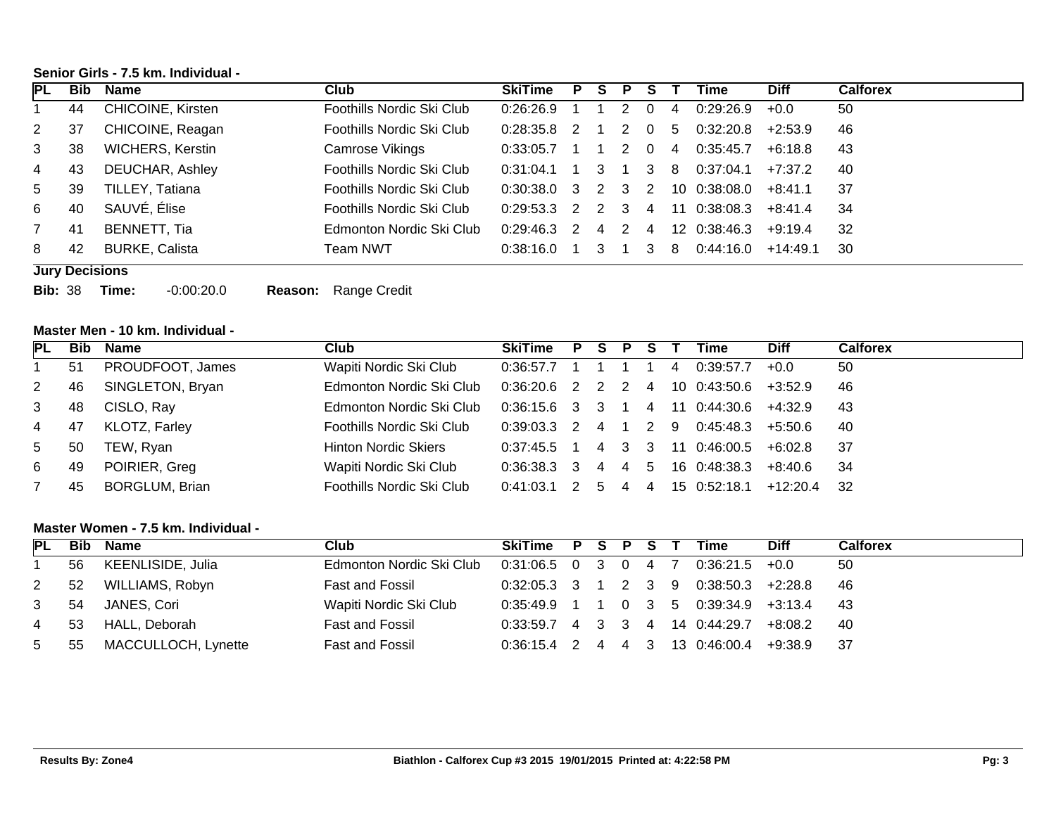### Senior Girls - 7.5 km. Individual -

| PL | Bib | Name | Club | SkiTime | P | S | P | S | T | Time | Diff | Calforex |
|---|---|---|---|---|---|---|---|---|---|---|---|---|
| 1 | 44 | CHICOINE, Kirsten | Foothills Nordic Ski Club | 0:26:26.9 | 1 | 1 | 2 | 0 | 4 | 0:29:26.9 | +0.0 | 50 |
| 2 | 37 | CHICOINE, Reagan | Foothills Nordic Ski Club | 0:28:35.8 | 2 | 1 | 2 | 0 | 5 | 0:32:20.8 | +2:53.9 | 46 |
| 3 | 38 | WICHERS, Kerstin | Camrose Vikings | 0:33:05.7 | 1 | 1 | 2 | 0 | 4 | 0:35:45.7 | +6:18.8 | 43 |
| 4 | 43 | DEUCHAR, Ashley | Foothills Nordic Ski Club | 0:31:04.1 | 1 | 3 | 1 | 3 | 8 | 0:37:04.1 | +7:37.2 | 40 |
| 5 | 39 | TILLEY, Tatiana | Foothills Nordic Ski Club | 0:30:38.0 | 3 | 2 | 3 | 2 | 10 | 0:38:08.0 | +8:41.1 | 37 |
| 6 | 40 | SAUVÉ, Élise | Foothills Nordic Ski Club | 0:29:53.3 | 2 | 2 | 3 | 4 | 11 | 0:38:08.3 | +8:41.4 | 34 |
| 7 | 41 | BENNETT, Tia | Edmonton Nordic Ski Club | 0:29:46.3 | 2 | 4 | 2 | 4 | 12 | 0:38:46.3 | +9:19.4 | 32 |
| 8 | 42 | BURKE, Calista | Team NWT | 0:38:16.0 | 1 | 3 | 1 | 3 | 8 | 0:44:16.0 | +14:49.1 | 30 |

**Jury Decisions**

**Bib:** 38 **Time:** -0:00:20.0 **Reason:** Range Credit

### Master Men - 10 km. Individual -

| PL | Bib | Name | Club | SkiTime | P | S | P | S | T | Time | Diff | Calforex |
|---|---|---|---|---|---|---|---|---|---|---|---|---|
| 1 | 51 | PROUDFOOT, James | Wapiti Nordic Ski Club | 0:36:57.7 | 1 | 1 | 1 | 1 | 4 | 0:39:57.7 | +0.0 | 50 |
| 2 | 46 | SINGLETON, Bryan | Edmonton Nordic Ski Club | 0:36:20.6 | 2 | 2 | 2 | 4 | 10 | 0:43:50.6 | +3:52.9 | 46 |
| 3 | 48 | CISLO, Ray | Edmonton Nordic Ski Club | 0:36:15.6 | 3 | 3 | 1 | 4 | 11 | 0:44:30.6 | +4:32.9 | 43 |
| 4 | 47 | KLOTZ, Farley | Foothills Nordic Ski Club | 0:39:03.3 | 2 | 4 | 1 | 2 | 9 | 0:45:48.3 | +5:50.6 | 40 |
| 5 | 50 | TEW, Ryan | Hinton Nordic Skiers | 0:37:45.5 | 1 | 4 | 3 | 3 | 11 | 0:46:00.5 | +6:02.8 | 37 |
| 6 | 49 | POIRIER, Greg | Wapiti Nordic Ski Club | 0:36:38.3 | 3 | 4 | 4 | 5 | 16 | 0:48:38.3 | +8:40.6 | 34 |
| 7 | 45 | BORGLUM, Brian | Foothills Nordic Ski Club | 0:41:03.1 | 2 | 5 | 4 | 4 | 15 | 0:52:18.1 | +12:20.4 | 32 |

### Master Women - 7.5 km. Individual -

| PL | Bib | Name | Club | SkiTime | P | S | P | S | T | Time | Diff | Calforex |
|---|---|---|---|---|---|---|---|---|---|---|---|---|
| 1 | 56 | KEENLISIDE, Julia | Edmonton Nordic Ski Club | 0:31:06.5 | 0 | 3 | 0 | 4 | 7 | 0:36:21.5 | +0.0 | 50 |
| 2 | 52 | WILLIAMS, Robyn | Fast and Fossil | 0:32:05.3 | 3 | 1 | 2 | 3 | 9 | 0:38:50.3 | +2:28.8 | 46 |
| 3 | 54 | JANES, Cori | Wapiti Nordic Ski Club | 0:35:49.9 | 1 | 1 | 0 | 3 | 5 | 0:39:34.9 | +3:13.4 | 43 |
| 4 | 53 | HALL, Deborah | Fast and Fossil | 0:33:59.7 | 4 | 3 | 3 | 4 | 14 | 0:44:29.7 | +8:08.2 | 40 |
| 5 | 55 | MACCULLOCH, Lynette | Fast and Fossil | 0:36:15.4 | 2 | 4 | 4 | 3 | 13 | 0:46:00.4 | +9:38.9 | 37 |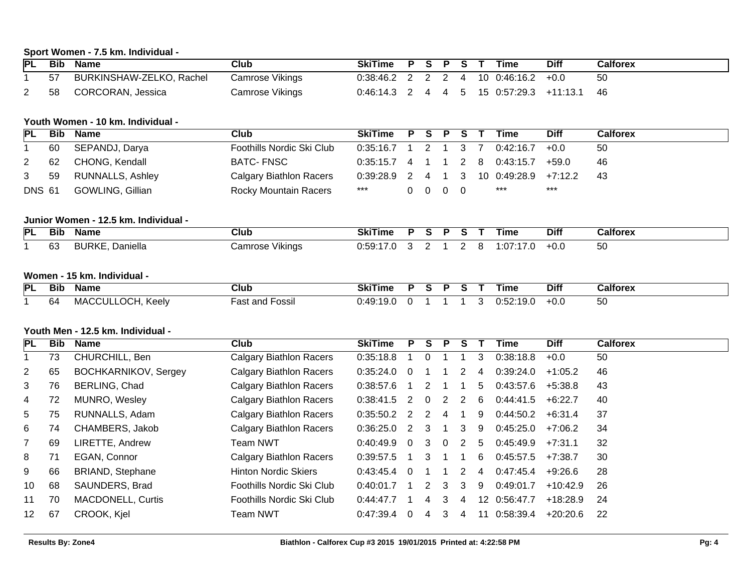### Sport Women - 7.5 km. Individual -

| PL | Bib | Name | Club | SkiTime | P | S | P | S | T | Time | Diff | Calforex |
|---|---|---|---|---|---|---|---|---|---|---|---|---|
| 1 | 57 | BURKINSHAW-ZELKO, Rachel | Camrose Vikings | 0:38:46.2 | 2 | 2 | 2 | 4 | 10 | 0:46:16.2 | +0.0 | 50 |
| 2 | 58 | CORCORAN, Jessica | Camrose Vikings | 0:46:14.3 | 2 | 4 | 4 | 5 | 15 | 0:57:29.3 | +11:13.1 | 46 |

### Youth Women - 10 km. Individual -

| PL | Bib | Name | Club | SkiTime | P | S | P | S | T | Time | Diff | Calforex |
|---|---|---|---|---|---|---|---|---|---|---|---|---|
| 1 | 60 | SEPANDJ, Darya | Foothills Nordic Ski Club | 0:35:16.7 | 1 | 2 | 1 | 3 | 7 | 0:42:16.7 | +0.0 | 50 |
| 2 | 62 | CHONG, Kendall | BATC- FNSC | 0:35:15.7 | 4 | 1 | 1 | 2 | 8 | 0:43:15.7 | +59.0 | 46 |
| 3 | 59 | RUNNALLS, Ashley | Calgary Biathlon Racers | 0:39:28.9 | 2 | 4 | 1 | 3 | 10 | 0:49:28.9 | +7:12.2 | 43 |
| DNS | 61 | GOWLING, Gillian | Rocky Mountain Racers | *** | 0 | 0 | 0 | 0 | | *** | *** | |

### Junior Women - 12.5 km. Individual -

| PL | Bib | Name | Club | SkiTime | P | S | P | S | T | Time | Diff | Calforex |
|---|---|---|---|---|---|---|---|---|---|---|---|---|
| 1 | 63 | BURKE, Daniella | Camrose Vikings | 0:59:17.0 | 3 | 2 | 1 | 2 | 8 | 1:07:17.0 | +0.0 | 50 |

### Women - 15 km. Individual -

| PL | Bib | Name | Club | SkiTime | P | S | P | S | T | Time | Diff | Calforex |
|---|---|---|---|---|---|---|---|---|---|---|---|---|
| 1 | 64 | MACCULLOCH, Keely | Fast and Fossil | 0:49:19.0 | 0 | 1 | 1 | 1 | 3 | 0:52:19.0 | +0.0 | 50 |

### Youth Men - 12.5 km. Individual -

| PL | Bib | Name | Club | SkiTime | P | S | P | S | T | Time | Diff | Calforex |
|---|---|---|---|---|---|---|---|---|---|---|---|---|
| 1 | 73 | CHURCHILL, Ben | Calgary Biathlon Racers | 0:35:18.8 | 1 | 0 | 1 | 1 | 3 | 0:38:18.8 | +0.0 | 50 |
| 2 | 65 | BOCHKARNIKOV, Sergey | Calgary Biathlon Racers | 0:35:24.0 | 0 | 1 | 1 | 2 | 4 | 0:39:24.0 | +1:05.2 | 46 |
| 3 | 76 | BERLING, Chad | Calgary Biathlon Racers | 0:38:57.6 | 1 | 2 | 1 | 1 | 5 | 0:43:57.6 | +5:38.8 | 43 |
| 4 | 72 | MUNRO, Wesley | Calgary Biathlon Racers | 0:38:41.5 | 2 | 0 | 2 | 2 | 6 | 0:44:41.5 | +6:22.7 | 40 |
| 5 | 75 | RUNNALLS, Adam | Calgary Biathlon Racers | 0:35:50.2 | 2 | 2 | 4 | 1 | 9 | 0:44:50.2 | +6:31.4 | 37 |
| 6 | 74 | CHAMBERS, Jakob | Calgary Biathlon Racers | 0:36:25.0 | 2 | 3 | 1 | 3 | 9 | 0:45:25.0 | +7:06.2 | 34 |
| 7 | 69 | LIRETTE, Andrew | Team NWT | 0:40:49.9 | 0 | 3 | 0 | 2 | 5 | 0:45:49.9 | +7:31.1 | 32 |
| 8 | 71 | EGAN, Connor | Calgary Biathlon Racers | 0:39:57.5 | 1 | 3 | 1 | 1 | 6 | 0:45:57.5 | +7:38.7 | 30 |
| 9 | 66 | BRIAND, Stephane | Hinton Nordic Skiers | 0:43:45.4 | 0 | 1 | 1 | 2 | 4 | 0:47:45.4 | +9:26.6 | 28 |
| 10 | 68 | SAUNDERS, Brad | Foothills Nordic Ski Club | 0:40:01.7 | 1 | 2 | 3 | 3 | 9 | 0:49:01.7 | +10:42.9 | 26 |
| 11 | 70 | MACDONELL, Curtis | Foothills Nordic Ski Club | 0:44:47.7 | 1 | 4 | 3 | 4 | 12 | 0:56:47.7 | +18:28.9 | 24 |
| 12 | 67 | CROOK, Kjel | Team NWT | 0:47:39.4 | 0 | 4 | 3 | 4 | 11 | 0:58:39.4 | +20:20.6 | 22 |

**Results By: Zone4** **Biathlon - Calforex Cup #3 2015 19/01/2015 Printed at: 4:22:58 PM**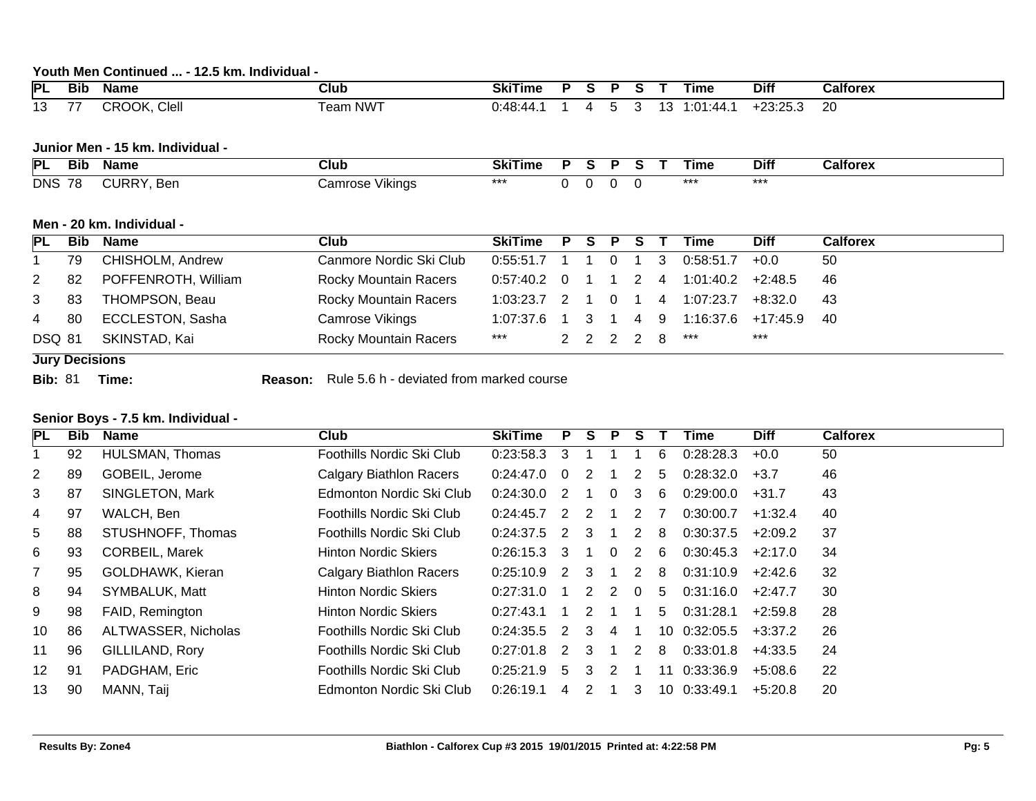### Youth Men Continued ... - 12.5 km. Individual -

| PL | Bib | Name | Club | SkiTime | P | S | P | S | T | Time | Diff | Calforex |
|---|---|---|---|---|---|---|---|---|---|---|---|---|
| 13 | 77 | CROOK, Clell | Team NWT | 0:48:44.1 | 1 | 4 | 5 | 3 | 13 | 1:01:44.1 | +23:25.3 | 20 |

### Junior Men - 15 km. Individual -

| PL | Bib | Name | Club | SkiTime | P | S | P | S | T | Time | Diff | Calforex |
|---|---|---|---|---|---|---|---|---|---|---|---|---|
| DNS | 78 | CURRY, Ben | Camrose Vikings | *** | 0 | 0 | 0 | 0 | | *** | *** | |

### Men - 20 km. Individual -

| PL | Bib | Name | Club | SkiTime | P | S | P | S | T | Time | Diff | Calforex |
|---|---|---|---|---|---|---|---|---|---|---|---|---|
| 1 | 79 | CHISHOLM, Andrew | Canmore Nordic Ski Club | 0:55:51.7 | 1 | 1 | 0 | 1 | 3 | 0:58:51.7 | +0.0 | 50 |
| 2 | 82 | POFFENROTH, William | Rocky Mountain Racers | 0:57:40.2 | 0 | 1 | 1 | 2 | 4 | 1:01:40.2 | +2:48.5 | 46 |
| 3 | 83 | THOMPSON, Beau | Rocky Mountain Racers | 1:03:23.7 | 2 | 1 | 0 | 1 | 4 | 1:07:23.7 | +8:32.0 | 43 |
| 4 | 80 | ECCLESTON, Sasha | Camrose Vikings | 1:07:37.6 | 1 | 3 | 1 | 4 | 9 | 1:16:37.6 | +17:45.9 | 40 |
| DSQ | 81 | SKINSTAD, Kai | Rocky Mountain Racers | *** | 2 | 2 | 2 | 2 | 8 | *** | *** | |

**Jury Decisions**

**Bib:** 81 **Time:** **Reason:** Rule 5.6 h - deviated from marked course

### Senior Boys - 7.5 km. Individual -

| PL | Bib | Name | Club | SkiTime | P | S | P | S | T | Time | Diff | Calforex |
|---|---|---|---|---|---|---|---|---|---|---|---|---|
| 1 | 92 | HULSMAN, Thomas | Foothills Nordic Ski Club | 0:23:58.3 | 3 | 1 | 1 | 1 | 6 | 0:28:28.3 | +0.0 | 50 |
| 2 | 89 | GOBEIL, Jerome | Calgary Biathlon Racers | 0:24:47.0 | 0 | 2 | 1 | 2 | 5 | 0:28:32.0 | +3.7 | 46 |
| 3 | 87 | SINGLETON, Mark | Edmonton Nordic Ski Club | 0:24:30.0 | 2 | 1 | 0 | 3 | 6 | 0:29:00.0 | +31.7 | 43 |
| 4 | 97 | WALCH, Ben | Foothills Nordic Ski Club | 0:24:45.7 | 2 | 2 | 1 | 2 | 7 | 0:30:00.7 | +1:32.4 | 40 |
| 5 | 88 | STUSHNOFF, Thomas | Foothills Nordic Ski Club | 0:24:37.5 | 2 | 3 | 1 | 2 | 8 | 0:30:37.5 | +2:09.2 | 37 |
| 6 | 93 | CORBEIL, Marek | Hinton Nordic Skiers | 0:26:15.3 | 3 | 1 | 0 | 2 | 6 | 0:30:45.3 | +2:17.0 | 34 |
| 7 | 95 | GOLDHAWK, Kieran | Calgary Biathlon Racers | 0:25:10.9 | 2 | 3 | 1 | 2 | 8 | 0:31:10.9 | +2:42.6 | 32 |
| 8 | 94 | SYMBALUK, Matt | Hinton Nordic Skiers | 0:27:31.0 | 1 | 2 | 2 | 0 | 5 | 0:31:16.0 | +2:47.7 | 30 |
| 9 | 98 | FAID, Remington | Hinton Nordic Skiers | 0:27:43.1 | 1 | 2 | 1 | 1 | 5 | 0:31:28.1 | +2:59.8 | 28 |
| 10 | 86 | ALTWASSER, Nicholas | Foothills Nordic Ski Club | 0:24:35.5 | 2 | 3 | 4 | 1 | 10 | 0:32:05.5 | +3:37.2 | 26 |
| 11 | 96 | GILLILAND, Rory | Foothills Nordic Ski Club | 0:27:01.8 | 2 | 3 | 1 | 2 | 8 | 0:33:01.8 | +4:33.5 | 24 |
| 12 | 91 | PADGHAM, Eric | Foothills Nordic Ski Club | 0:25:21.9 | 5 | 3 | 2 | 1 | 11 | 0:33:36.9 | +5:08.6 | 22 |
| 13 | 90 | MANN, Taij | Edmonton Nordic Ski Club | 0:26:19.1 | 4 | 2 | 1 | 3 | 10 | 0:33:49.1 | +5:20.8 | 20 |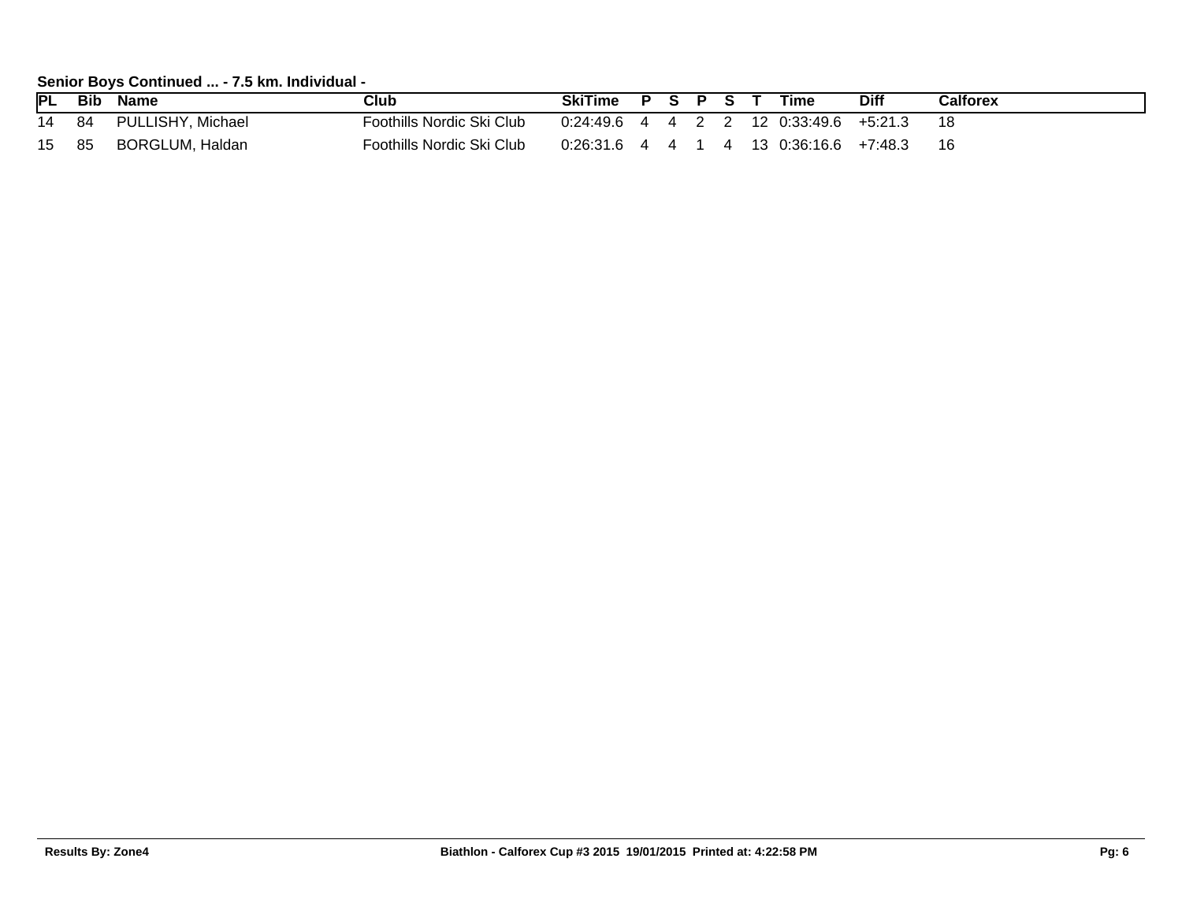**Senior Boys Continued ... - 7.5 km. Individual -**

| PL | Bib | Name | Club | SkiTime | P | S | P | S | T | Time | Diff | Calforex |
|---|---|---|---|---|---|---|---|---|---|---|---|---|
| 14 | 84 | PULLISHY, Michael | Foothills Nordic Ski Club | 0:24:49.6 | 4 | 4 | 2 | 2 | 12 | 0:33:49.6 | +5:21.3 | 18 |
| 15 | 85 | BORGLUM, Haldan | Foothills Nordic Ski Club | 0:26:31.6 | 4 | 4 | 1 | 4 | 13 | 0:36:16.6 | +7:48.3 | 16 |